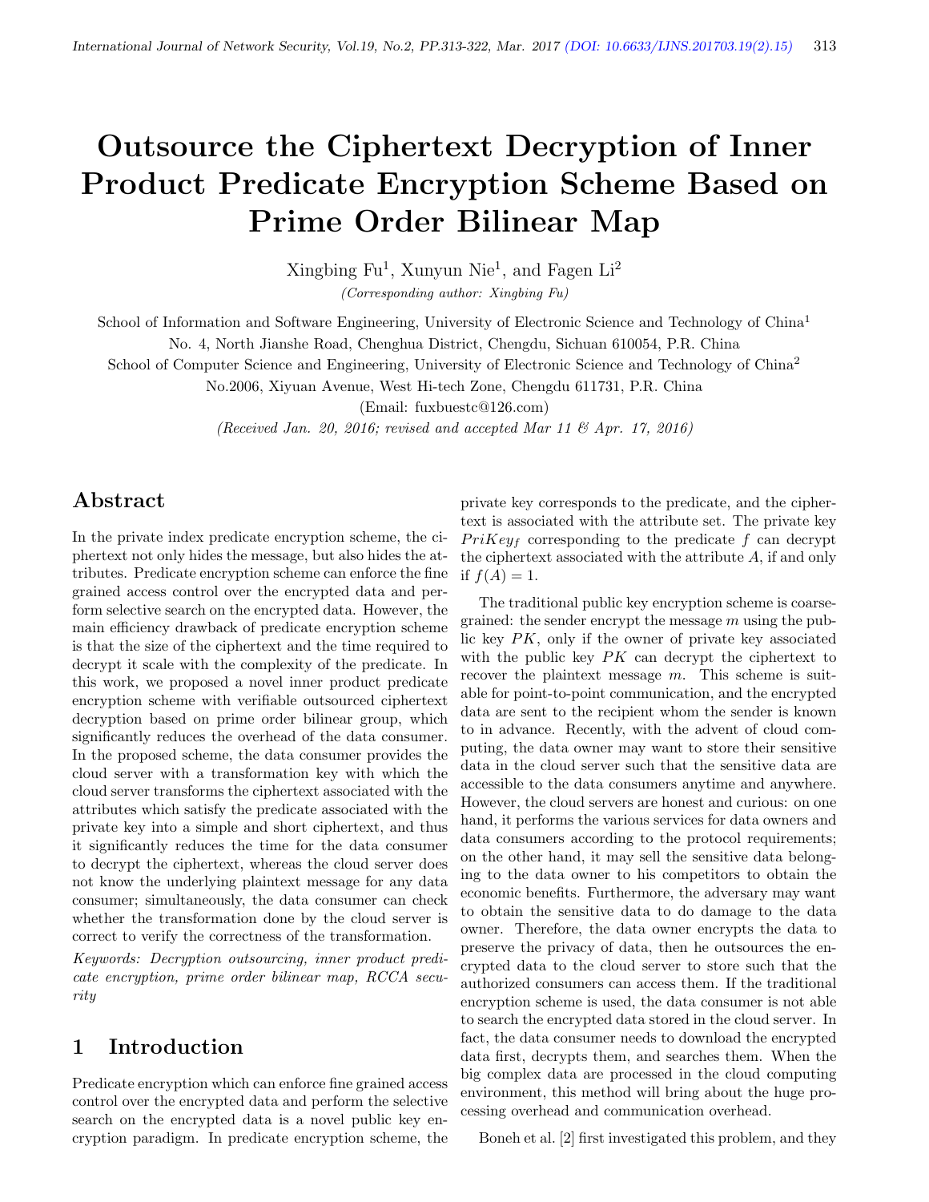# Outsource the Ciphertext Decryption of Inner Product Predicate Encryption Scheme Based on Prime Order Bilinear Map

Xingbing Fu[1], Xunyun Nie[1], and Fagen Li[2]

*(Corresponding author: Xingbing Fu)*

School of Information and Software Engineering, University of Electronic Science and Technology of China[1]

No. 4, North Jianshe Road, Chenghua District, Chengdu, Sichuan 610054, P.R. China

School of Computer Science and Engineering, University of Electronic Science and Technology of China[2]

No.2006, Xiyuan Avenue, West Hi-tech Zone, Chengdu 611731, P.R. China

(Email: fuxbuestc@126.com)

*(Received Jan. 20, 2016; revised and accepted Mar 11 & Apr. 17, 2016)*

## Abstract

In the private index predicate encryption scheme, the ciphertext not only hides the message, but also hides the attributes. Predicate encryption scheme can enforce the fine grained access control over the encrypted data and perform selective search on the encrypted data. However, the main efficiency drawback of predicate encryption scheme is that the size of the ciphertext and the time required to decrypt it scale with the complexity of the predicate. In this work, we proposed a novel inner product predicate encryption scheme with verifiable outsourced ciphertext decryption based on prime order bilinear group, which significantly reduces the overhead of the data consumer. In the proposed scheme, the data consumer provides the cloud server with a transformation key with which the cloud server transforms the ciphertext associated with the attributes which satisfy the predicate associated with the private key into a simple and short ciphertext, and thus it significantly reduces the time for the data consumer to decrypt the ciphertext, whereas the cloud server does not know the underlying plaintext message for any data consumer; simultaneously, the data consumer can check whether the transformation done by the cloud server is correct to verify the correctness of the transformation.

*Keywords: Decryption outsourcing, inner product predicate encryption, prime order bilinear map, RCCA security*

## 1 Introduction

Predicate encryption which can enforce fine grained access control over the encrypted data and perform the selective search on the encrypted data is a novel public key encryption paradigm. In predicate encryption scheme, the private key corresponds to the predicate, and the ciphertext is associated with the attribute set. The private key $PriKey_f$ corresponding to the predicate $f$ can decrypt the ciphertext associated with the attribute $A$, if and only if $f(A) = 1$.

The traditional public key encryption scheme is coarse-grained: the sender encrypt the message $m$ using the public key $PK$, only if the owner of private key associated with the public key $PK$ can decrypt the ciphertext to recover the plaintext message $m$. This scheme is suitable for point-to-point communication, and the encrypted data are sent to the recipient whom the sender is known to in advance. Recently, with the advent of cloud computing, the data owner may want to store their sensitive data in the cloud server such that the sensitive data are accessible to the data consumers anytime and anywhere. However, the cloud servers are honest and curious: on one hand, it performs the various services for data owners and data consumers according to the protocol requirements; on the other hand, it may sell the sensitive data belonging to the data owner to his competitors to obtain the economic benefits. Furthermore, the adversary may want to obtain the sensitive data to do damage to the data owner. Therefore, the data owner encrypts the data to preserve the privacy of data, then he outsources the encrypted data to the cloud server to store such that the authorized consumers can access them. If the traditional encryption scheme is used, the data consumer is not able to search the encrypted data stored in the cloud server. In fact, the data consumer needs to download the encrypted data first, decrypts them, and searches them. When the big complex data are processed in the cloud computing environment, this method will bring about the huge processing overhead and communication overhead.

Boneh et al. [2] first investigated this problem, and they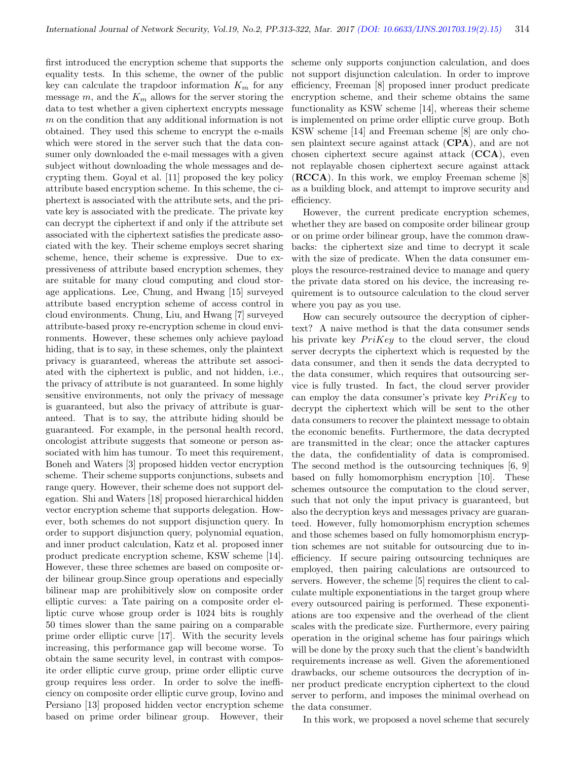first introduced the encryption scheme that supports the equality tests. In this scheme, the owner of the public key can calculate the trapdoor information $K_m$ for any message $m$, and the $K_m$ allows for the server storing the data to test whether a given ciphertext encrypts message $m$ on the condition that any additional information is not obtained. They used this scheme to encrypt the e-mails which were stored in the server such that the data consumer only downloaded the e-mail messages with a given subject without downloading the whole messages and decrypting them. Goyal et al. [11] proposed the key policy attribute based encryption scheme. In this scheme, the ciphertext is associated with the attribute sets, and the private key is associated with the predicate. The private key can decrypt the ciphertext if and only if the attribute set associated with the ciphertext satisfies the predicate associated with the key. Their scheme employs secret sharing scheme, hence, their scheme is expressive. Due to expressiveness of attribute based encryption schemes, they are suitable for many cloud computing and cloud storage applications. Lee, Chung, and Hwang [15] surveyed attribute based encryption scheme of access control in cloud environments. Chung, Liu, and Hwang [7] surveyed attribute-based proxy re-encryption scheme in cloud environments. However, these schemes only achieve payload hiding, that is to say, in these schemes, only the plaintext privacy is guaranteed, whereas the attribute set associated with the ciphertext is public, and not hidden, i.e., the privacy of attribute is not guaranteed. In some highly sensitive environments, not only the privacy of message is guaranteed, but also the privacy of attribute is guaranteed. That is to say, the attribute hiding should be guaranteed. For example, in the personal health record, oncologist attribute suggests that someone or person associated with him has tumour. To meet this requirement, Boneh and Waters [3] proposed hidden vector encryption scheme. Their scheme supports conjunctions, subsets and range query. However, their scheme does not support delegation. Shi and Waters [18] proposed hierarchical hidden vector encryption scheme that supports delegation. However, both schemes do not support disjunction query. In order to support disjunction query, polynomial equation, and inner product calculation, Katz et al. proposed inner product predicate encryption scheme, KSW scheme [14]. However, these three schemes are based on composite order bilinear group.Since group operations and especially bilinear map are prohibitively slow on composite order elliptic curves: a Tate pairing on a composite order elliptic curve whose group order is 1024 bits is roughly 50 times slower than the same pairing on a comparable prime order elliptic curve [17]. With the security levels increasing, this performance gap will become worse. To obtain the same security level, in contrast with composite order elliptic curve group, prime order elliptic curve group requires less order. In order to solve the inefficiency on composite order elliptic curve group, Iovino and Persiano [13] proposed hidden vector encryption scheme based on prime order bilinear group. However, their scheme only supports conjunction calculation, and does not support disjunction calculation. In order to improve efficiency, Freeman [8] proposed inner product predicate encryption scheme, and their scheme obtains the same functionality as KSW scheme [14], whereas their scheme is implemented on prime order elliptic curve group. Both KSW scheme [14] and Freeman scheme [8] are only chosen plaintext secure against attack (**CPA**), and are not chosen ciphertext secure against attack (**CCA**), even not replayable chosen ciphertext secure against attack (**RCCA**). In this work, we employ Freeman scheme [8] as a building block, and attempt to improve security and efficiency.

However, the current predicate encryption schemes, whether they are based on composite order bilinear group or on prime order bilinear group, have the common drawbacks: the ciphertext size and time to decrypt it scale with the size of predicate. When the data consumer employs the resource-restrained device to manage and query the private data stored on his device, the increasing requirement is to outsource calculation to the cloud server where you pay as you use.

How can securely outsource the decryption of ciphertext? A naive method is that the data consumer sends his private key $PriKey$ to the cloud server, the cloud server decrypts the ciphertext which is requested by the data consumer, and then it sends the data decrypted to the data consumer, which requires that outsourcing service is fully trusted. In fact, the cloud server provider can employ the data consumer's private key $PriKey$ to decrypt the ciphertext which will be sent to the other data consumers to recover the plaintext message to obtain the economic benefits. Furthermore, the data decrypted are transmitted in the clear; once the attacker captures the data, the confidentiality of data is compromised. The second method is the outsourcing techniques [6, 9] based on fully homomorphism encryption [10]. These schemes outsource the computation to the cloud server, such that not only the input privacy is guaranteed, but also the decryption keys and messages privacy are guaranteed. However, fully homomorphism encryption schemes and those schemes based on fully homomorphism encryption schemes are not suitable for outsourcing due to inefficiency. If secure pairing outsourcing techniques are employed, then pairing calculations are outsourced to servers. However, the scheme [5] requires the client to calculate multiple exponentiations in the target group where every outsourced pairing is performed. These exponentiations are too expensive and the overhead of the client scales with the predicate size. Furthermore, every pairing operation in the original scheme has four pairings which will be done by the proxy such that the client's bandwidth requirements increase as well. Given the aforementioned drawbacks, our scheme outsources the decryption of inner product predicate encryption ciphertext to the cloud server to perform, and imposes the minimal overhead on the data consumer.

In this work, we proposed a novel scheme that securely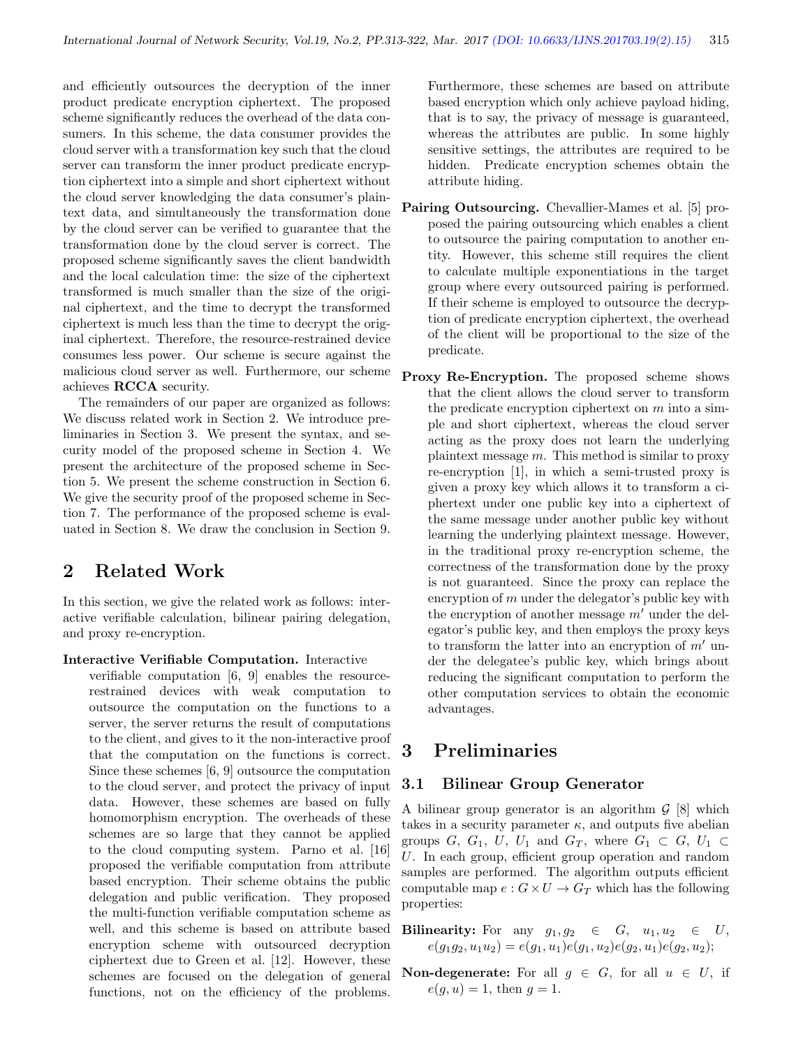and efficiently outsources the decryption of the inner product predicate encryption ciphertext. The proposed scheme significantly reduces the overhead of the data consumers. In this scheme, the data consumer provides the cloud server with a transformation key such that the cloud server can transform the inner product predicate encryption ciphertext into a simple and short ciphertext without the cloud server knowledging the data consumer's plaintext data, and simultaneously the transformation done by the cloud server can be verified to guarantee that the transformation done by the cloud server is correct. The proposed scheme significantly saves the client bandwidth and the local calculation time: the size of the ciphertext transformed is much smaller than the size of the original ciphertext, and the time to decrypt the transformed ciphertext is much less than the time to decrypt the original ciphertext. Therefore, the resource-restrained device consumes less power. Our scheme is secure against the malicious cloud server as well. Furthermore, our scheme achieves **RCCA** security.

The remainders of our paper are organized as follows: We discuss related work in Section 2. We introduce preliminaries in Section 3. We present the syntax, and security model of the proposed scheme in Section 4. We present the architecture of the proposed scheme in Section 5. We present the scheme construction in Section 6. We give the security proof of the proposed scheme in Section 7. The performance of the proposed scheme is evaluated in Section 8. We draw the conclusion in Section 9.

## 2 Related Work

In this section, we give the related work as follows: interactive verifiable calculation, bilinear pairing delegation, and proxy re-encryption.

**Interactive Verifiable Computation.** Interactive verifiable computation [6, 9] enables the resource-restrained devices with weak computation to outsource the computation on the functions to a server, the server returns the result of computations to the client, and gives to it the non-interactive proof that the computation on the functions is correct. Since these schemes [6, 9] outsource the computation to the cloud server, and protect the privacy of input data. However, these schemes are based on fully homomorphism encryption. The overheads of these schemes are so large that they cannot be applied to the cloud computing system. Parno et al. [16] proposed the verifiable computation from attribute based encryption. Their scheme obtains the public delegation and public verification. They proposed the multi-function verifiable computation scheme as well, and this scheme is based on attribute based encryption scheme with outsourced decryption ciphertext due to Green et al. [12]. However, these schemes are focused on the delegation of general functions, not on the efficiency of the problems. Furthermore, these schemes are based on attribute based encryption which only achieve payload hiding, that is to say, the privacy of message is guaranteed, whereas the attributes are public. In some highly sensitive settings, the attributes are required to be hidden. Predicate encryption schemes obtain the attribute hiding.

**Pairing Outsourcing.** Chevallier-Mames et al. [5] proposed the pairing outsourcing which enables a client to outsource the pairing computation to another entity. However, this scheme still requires the client to calculate multiple exponentiations in the target group where every outsourced pairing is performed. If their scheme is employed to outsource the decryption of predicate encryption ciphertext, the overhead of the client will be proportional to the size of the predicate.

**Proxy Re-Encryption.** The proposed scheme shows that the client allows the cloud server to transform the predicate encryption ciphertext on $m$ into a simple and short ciphertext, whereas the cloud server acting as the proxy does not learn the underlying plaintext message $m$. This method is similar to proxy re-encryption [1], in which a semi-trusted proxy is given a proxy key which allows it to transform a ciphertext under one public key into a ciphertext of the same message under another public key without learning the underlying plaintext message. However, in the traditional proxy re-encryption scheme, the correctness of the transformation done by the proxy is not guaranteed. Since the proxy can replace the encryption of $m$ under the delegator's public key with the encryption of another message $m'$ under the delegator's public key, and then employs the proxy keys to transform the latter into an encryption of $m'$ under the delegatee's public key, which brings about reducing the significant computation to perform the other computation services to obtain the economic advantages.

## 3 Preliminaries

### 3.1 Bilinear Group Generator

A bilinear group generator is an algorithm $\mathcal{G}$ [8] which takes in a security parameter $\kappa$, and outputs five abelian groups $G$, $G_1$, $U$, $U_1$ and $G_T$, where $G_1 \subset G$, $U_1 \subset U$. In each group, efficient group operation and random samples are performed. The algorithm outputs efficient computable map $e : G \times U \rightarrow G_T$ which has the following properties:

**Bilinearity:** For any $g_1, g_2 \in G$, $u_1, u_2 \in U$, $e(g_1g_2, u_1u_2) = e(g_1, u_1)e(g_1, u_2)e(g_2, u_1)e(g_2, u_2)$;

**Non-degenerate:** For all $g \in G$, for all $u \in U$, if $e(g, u) = 1$, then $g = 1$.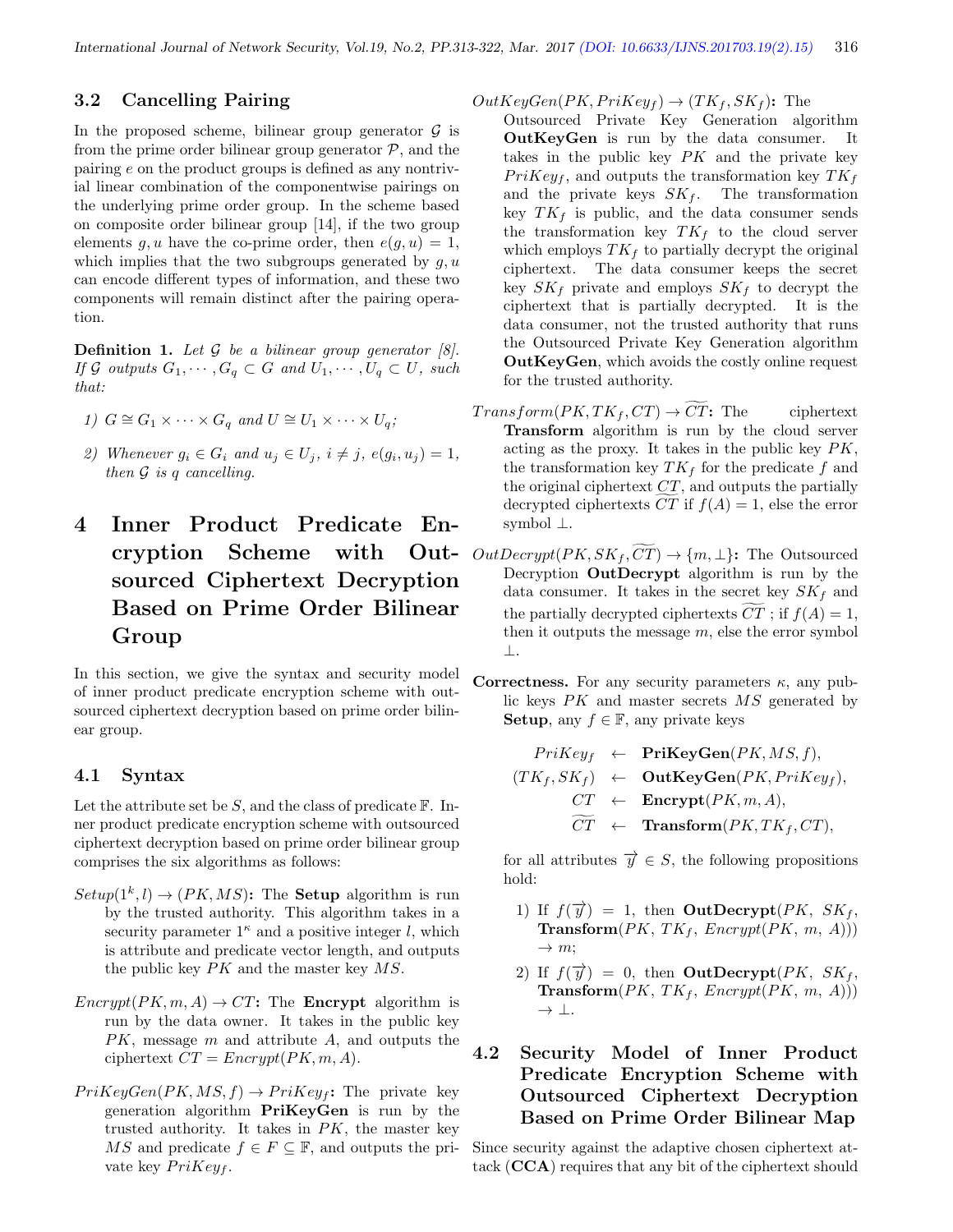### 3.2 Cancelling Pairing

In the proposed scheme, bilinear group generator $\mathcal{G}$ is from the prime order bilinear group generator $\mathcal{P}$, and the pairing $e$ on the product groups is defined as any nontrivial linear combination of the componentwise pairings on the underlying prime order group. In the scheme based on composite order bilinear group [14], if the two group elements $g, u$ have the co-prime order, then $e(g, u) = 1$, which implies that the two subgroups generated by $g, u$ can encode different types of information, and these two components will remain distinct after the pairing operation.

**Definition 1.** *Let $\mathcal{G}$ be a bilinear group generator [8]. If $\mathcal{G}$ outputs $G_1, \cdots, G_q \subset G$ and $U_1, \cdots, U_q \subset U$, such that:*

*1) $G \cong G_1 \times \cdots \times G_q$ and $U \cong U_1 \times \cdots \times U_q$;*

*2) Whenever $g_i \in G_i$ and $u_j \in U_j$, $i \neq j$, $e(g_i, u_j) = 1$, then $\mathcal{G}$ is $q$ cancelling.*

## 4 Inner Product Predicate Encryption Scheme with Outsourced Ciphertext Decryption Based on Prime Order Bilinear Group

In this section, we give the syntax and security model of inner product predicate encryption scheme with outsourced ciphertext decryption based on prime order bilinear group.

### 4.1 Syntax

Let the attribute set be $S$, and the class of predicate $\mathbb{F}$. Inner product predicate encryption scheme with outsourced ciphertext decryption based on prime order bilinear group comprises the six algorithms as follows:

$Setup(1^k, l) \rightarrow (PK, MS)$**:** The **Setup** algorithm is run by the trusted authority. This algorithm takes in a security parameter $1^\kappa$ and a positive integer $l$, which is attribute and predicate vector length, and outputs the public key $PK$ and the master key $MS$.

$Encrypt(PK, m, A) \rightarrow CT$**:** The **Encrypt** algorithm is run by the data owner. It takes in the public key $PK$, message $m$ and attribute $A$, and outputs the ciphertext $CT = Encrypt(PK, m, A)$.

$PriKeyGen(PK, MS, f) \rightarrow PriKey_f$**:** The private key generation algorithm **PriKeyGen** is run by the trusted authority. It takes in $PK$, the master key $MS$ and predicate $f \in F \subseteq \mathbb{F}$, and outputs the private key $PriKey_f$.

$OutKeyGen(PK, PriKey_f) \rightarrow (TK_f, SK_f)$**:** The Outsourced Private Key Generation algorithm **OutKeyGen** is run by the data consumer. It takes in the public key $PK$ and the private key $PriKey_f$, and outputs the transformation key $TK_f$ and the private keys $SK_f$. The transformation key $TK_f$ is public, and the data consumer sends the transformation key $TK_f$ to the cloud server which employs $TK_f$ to partially decrypt the original ciphertext. The data consumer keeps the secret key $SK_f$ private and employs $SK_f$ to decrypt the ciphertext that is partially decrypted. It is the data consumer, not the trusted authority that runs the Outsourced Private Key Generation algorithm **OutKeyGen**, which avoids the costly online request for the trusted authority.

$Transform(PK, TK_f, CT) \rightarrow \widetilde{CT}$**:** The ciphertext **Transform** algorithm is run by the cloud server acting as the proxy. It takes in the public key $PK$, the transformation key $TK_f$ for the predicate $f$ and the original ciphertext $CT$, and outputs the partially decrypted ciphertexts $\widetilde{CT}$ if $f(A) = 1$, else the error symbol $\perp$.

$OutDecrypt(PK, SK_f, \widetilde{CT}) \rightarrow \{m, \perp\}$**:** The Outsourced Decryption **OutDecrypt** algorithm is run by the data consumer. It takes in the secret key $SK_f$ and the partially decrypted ciphertexts $\widetilde{CT}$ ; if $f(A) = 1$, then it outputs the message $m$, else the error symbol $\perp$.

**Correctness.** For any security parameters $\kappa$, any public keys $PK$ and master secrets $MS$ generated by **Setup**, any $f \in \mathbb{F}$, any private keys

$$\begin{aligned}
PriKey_f &\leftarrow \textbf{PriKeyGen}(PK, MS, f), \\
(TK_f, SK_f) &\leftarrow \textbf{OutKeyGen}(PK, PriKey_f), \\
CT &\leftarrow \textbf{Encrypt}(PK, m, A), \\
\widetilde{CT} &\leftarrow \textbf{Transform}(PK, TK_f, CT),
\end{aligned}$$

for all attributes $\overrightarrow{y} \in S$, the following propositions hold:

1) If $f(\overrightarrow{y}) = 1$, then **OutDecrypt**($PK$, $SK_f$, **Transform**($PK$, $TK_f$, $Encrypt(PK, m, A)$)) $\rightarrow m$;

2) If $f(\overrightarrow{y}) = 0$, then **OutDecrypt**($PK$, $SK_f$, **Transform**($PK$, $TK_f$, $Encrypt(PK, m, A)$)) $\rightarrow \perp$.

### 4.2 Security Model of Inner Product Predicate Encryption Scheme with Outsourced Ciphertext Decryption Based on Prime Order Bilinear Map

Since security against the adaptive chosen ciphertext attack (**CCA**) requires that any bit of the ciphertext should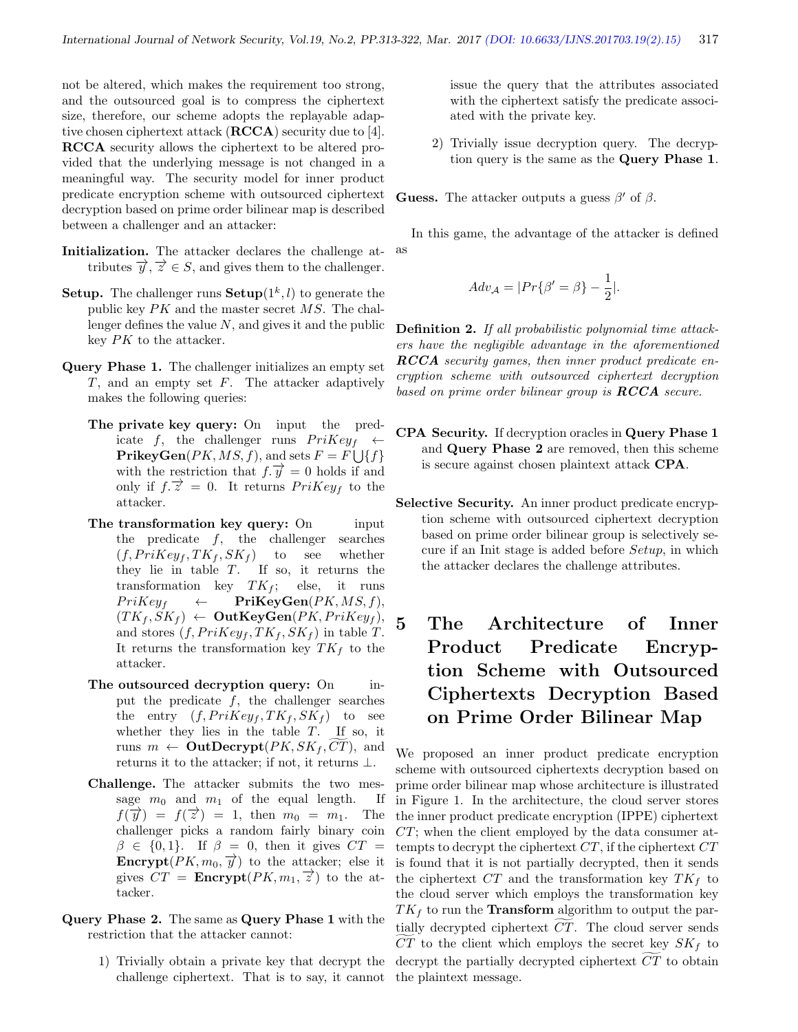not be altered, which makes the requirement too strong, and the outsourced goal is to compress the ciphertext size, therefore, our scheme adopts the replayable adaptive chosen ciphertext attack (**RCCA**) security due to [4]. **RCCA** security allows the ciphertext to be altered provided that the underlying message is not changed in a meaningful way. The security model for inner product predicate encryption scheme with outsourced ciphertext decryption based on prime order bilinear map is described between a challenger and an attacker:

**Initialization.** The attacker declares the challenge attributes $\overrightarrow{y}, \overrightarrow{z} \in S$, and gives them to the challenger.

**Setup.** The challenger runs $\mathbf{Setup}(1^k, l)$ to generate the public key $PK$ and the master secret $MS$. The challenger defines the value $N$, and gives it and the public key $PK$ to the attacker.

**Query Phase 1.** The challenger initializes an empty set $T$, and an empty set $F$. The attacker adaptively makes the following queries:

**The private key query:** On input the predicate $f$, the challenger runs $PriKey_f \leftarrow \mathbf{PrikeyGen}(PK, MS, f)$, and sets $F = F \bigcup \{f\}$ with the restriction that $f.\overrightarrow{y} = 0$ holds if and only if $f.\overrightarrow{z} = 0$. It returns $PriKey_f$ to the attacker.

**The transformation key query:** On input the predicate $f$, the challenger searches $(f, PriKey_f, TK_f, SK_f)$ to see whether they lie in table $T$. If so, it returns the transformation key $TK_f$; else, it runs $PriKey_f \leftarrow \mathbf{PriKeyGen}(PK, MS, f)$, $(TK_f, SK_f) \leftarrow \mathbf{OutKeyGen}(PK, PriKey_f)$, and stores $(f, PriKey_f, TK_f, SK_f)$ in table $T$. It returns the transformation key $TK_f$ to the attacker.

**The outsourced decryption query:** On input the predicate $f$, the challenger searches the entry $(f, PriKey_f, TK_f, SK_f)$ to see whether they lies in the table $T$. If so, it runs $m \leftarrow \mathbf{OutDecrypt}(PK, SK_f, \widetilde{CT})$, and returns it to the attacker; if not, it returns $\perp$.

**Challenge.** The attacker submits the two message $m_0$ and $m_1$ of the equal length. If $f(\overrightarrow{y}) = f(\overrightarrow{z}) = 1$, then $m_0 = m_1$. The challenger picks a random fairly binary coin $\beta \in \{0, 1\}$. If $\beta = 0$, then it gives $CT = \mathbf{Encrypt}(PK, m_0, \overrightarrow{y})$ to the attacker; else it gives $CT = \mathbf{Encrypt}(PK, m_1, \overrightarrow{z})$ to the attacker.

**Query Phase 2.** The same as **Query Phase 1** with the restriction that the attacker cannot:

1) Trivially obtain a private key that decrypt the challenge ciphertext. That is to say, it cannot issue the query that the attributes associated with the ciphertext satisfy the predicate associated with the private key.

2) Trivially issue decryption query. The decryption query is the same as the **Query Phase 1**.

**Guess.** The attacker outputs a guess $\beta'$ of $\beta$.

In this game, the advantage of the attacker is defined as

$$Adv_{\mathcal{A}} = |Pr\{\beta' = \beta\} - \frac{1}{2}|.$$

**Definition 2.** *If all probabilistic polynomial time attackers have the negligible advantage in the aforementioned* ***RCCA*** *security games, then inner product predicate encryption scheme with outsourced ciphertext decryption based on prime order bilinear group is* ***RCCA*** *secure.*

**CPA Security.** If decryption oracles in **Query Phase 1** and **Query Phase 2** are removed, then this scheme is secure against chosen plaintext attack **CPA**.

**Selective Security.** An inner product predicate encryption scheme with outsourced ciphertext decryption based on prime order bilinear group is selectively secure if an Init stage is added before *Setup*, in which the attacker declares the challenge attributes.

# 5 The Architecture of Inner Product Predicate Encryption Scheme with Outsourced Ciphertexts Decryption Based on Prime Order Bilinear Map

We proposed an inner product predicate encryption scheme with outsourced ciphertexts decryption based on prime order bilinear map whose architecture is illustrated in Figure 1. In the architecture, the cloud server stores the inner product predicate encryption (IPPE) ciphertext $CT$; when the client employed by the data consumer attempts to decrypt the ciphertext $CT$, if the ciphertext $CT$ is found that it is not partially decrypted, then it sends the ciphertext $CT$ and the transformation key $TK_f$ to the cloud server which employs the transformation key $TK_f$ to run the **Transform** algorithm to output the partially decrypted ciphertext $\widetilde{CT}$. The cloud server sends $\widetilde{CT}$ to the client which employs the secret key $SK_f$ to decrypt the partially decrypted ciphertext $\widetilde{CT}$ to obtain the plaintext message.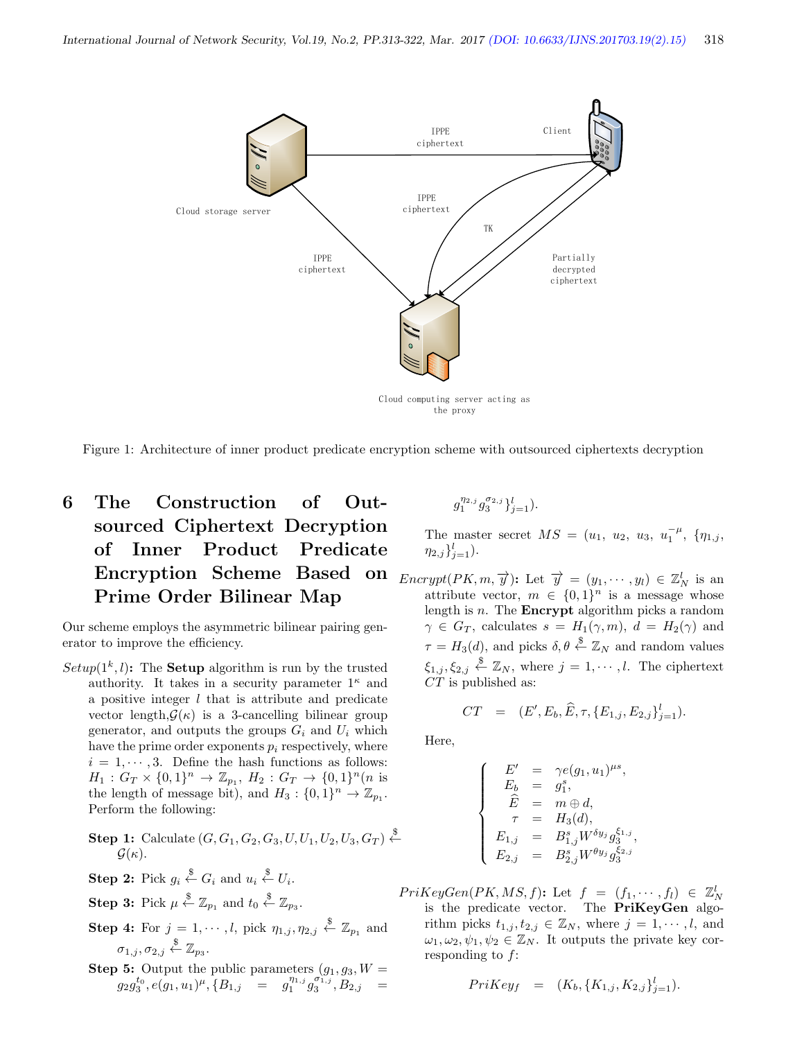Figure 1: Architecture of inner product predicate encryption scheme with outsourced ciphertexts decryption

# 6 The Construction of Outsourced Ciphertext Decryption of Inner Product Predicate Encryption Scheme Based on Prime Order Bilinear Map

Our scheme employs the asymmetric bilinear pairing generator to improve the efficiency.

*Setup*$(1^k, l)$**:** The **Setup** algorithm is run by the trusted authority. It takes in a security parameter $1^\kappa$ and a positive integer $l$ that is attribute and predicate vector length,$\mathcal{G}(\kappa)$ is a 3-cancelling bilinear group generator, and outputs the groups $G_i$ and $U_i$ which have the prime order exponents $p_i$ respectively, where $i = 1, \cdots, 3$. Define the hash functions as follows: $H_1 : G_T \times \{0,1\}^n \to \mathbb{Z}_{p_1}$, $H_2 : G_T \to \{0,1\}^n$($n$ is the length of message bit), and $H_3 : \{0,1\}^n \to \mathbb{Z}_{p_1}$. Perform the following:

**Step 1:** Calculate $(G, G_1, G_2, G_3, U, U_1, U_2, U_3, G_T) \xleftarrow{\$} \mathcal{G}(\kappa)$.

**Step 2:** Pick $g_i \xleftarrow{\$} G_i$ and $u_i \xleftarrow{\$} U_i$.

**Step 3:** Pick $\mu \xleftarrow{\$} \mathbb{Z}_{p_1}$ and $t_0 \xleftarrow{\$} \mathbb{Z}_{p_3}$.

**Step 4:** For $j = 1, \cdots, l$, pick $\eta_{1,j}, \eta_{2,j} \xleftarrow{\$} \mathbb{Z}_{p_1}$ and $\sigma_{1,j}, \sigma_{2,j} \xleftarrow{\$} \mathbb{Z}_{p_3}$.

**Step 5:** Output the public parameters $(g_1, g_3, W = g_2 g_3^{t_0}, e(g_1, u_1)^\mu, \{B_{1,j} = g_1^{\eta_{1,j}} g_3^{\sigma_{1,j}}, B_{2,j} = g_1^{\eta_{2,j}} g_3^{\sigma_{2,j}}\}_{j=1}^l)$.

The master secret $MS = (u_1,\ u_2,\ u_3,\ u_1^{-\mu},\ \{\eta_{1,j}, \eta_{2,j}\}_{j=1}^l)$.

*Encrypt*$(PK, m, \overrightarrow{y})$**:** Let $\overrightarrow{y} = (y_1, \cdots, y_l) \in \mathbb{Z}_N^l$ is an attribute vector, $m \in \{0,1\}^n$ is a message whose length is $n$. The **Encrypt** algorithm picks a random $\gamma \in G_T$, calculates $s = H_1(\gamma, m)$, $d = H_2(\gamma)$ and $\tau = H_3(d)$, and picks $\delta, \theta \xleftarrow{\$} \mathbb{Z}_N$ and random values $\xi_{1,j}, \xi_{2,j} \xleftarrow{\$} \mathbb{Z}_N$, where $j = 1, \cdots, l$. The ciphertext $CT$ is published as:

$$CT = (E', E_b, \widehat{E}, \tau, \{E_{1,j}, E_{2,j}\}_{j=1}^l).$$

Here,

$$\begin{cases} E' = \gamma e(g_1, u_1)^{\mu s}, \\ E_b = g_1^s, \\ \widehat{E} = m \oplus d, \\ \tau = H_3(d), \\ E_{1,j} = B_{1,j}^s W^{\delta y_j} g_3^{\xi_{1,j}}, \\ E_{2,j} = B_{2,j}^s W^{\theta y_j} g_3^{\xi_{2,j}} \end{cases}$$

*PriKeyGen*$(PK, MS, f)$**:** Let $f = (f_1, \cdots, f_l) \in \mathbb{Z}_N^l$ is the predicate vector. The **PriKeyGen** algorithm picks $t_{1,j}, t_{2,j} \in \mathbb{Z}_N$, where $j = 1, \cdots, l$, and $\omega_1, \omega_2, \psi_1, \psi_2 \in \mathbb{Z}_N$. It outputs the private key corresponding to $f$:

$$PriKey_f = (K_b, \{K_{1,j}, K_{2,j}\}_{j=1}^l).$$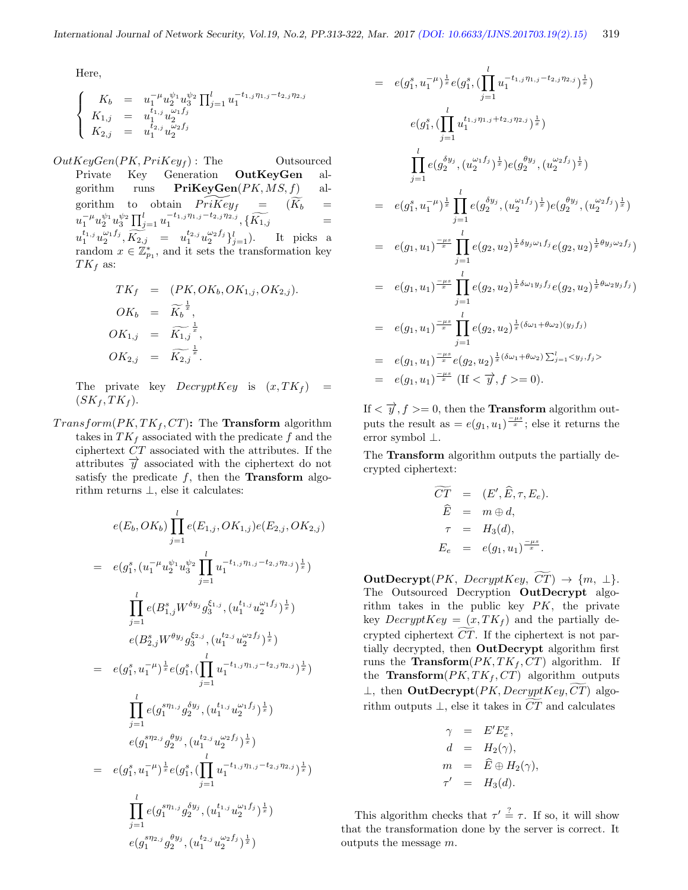Here,

$$\begin{cases} K_b &= u_1^{-\mu} u_2^{\psi_1} u_3^{\psi_2} \prod_{j=1}^{l} u_1^{-t_{1,j}\eta_{1,j}-t_{2,j}\eta_{2,j}} \\ K_{1,j} &= u_1^{t_{1,j}} u_2^{\omega_1 f_j} \\ K_{2,j} &= u_1^{t_{2,j}} u_2^{\omega_2 f_j} \end{cases}$$

$OutKeyGen(PK, PriKey_f)$: The Outsourced Private Key Generation **OutKeyGen** algorithm runs **PriKeyGen**$(PK, MS, f)$ algorithm to obtain $\widetilde{PriKey_f} = (\widetilde{K_b} = u_1^{-\mu} u_2^{\psi_1} u_3^{\psi_2} \prod_{j=1}^{l} u_1^{-t_{1,j}\eta_{1,j}-t_{2,j}\eta_{2,j}}, \{\widetilde{K_{1,j}} = u_1^{t_{1,j}} u_2^{\omega_1 f_j}, \widetilde{K_{2,j}} = u_1^{t_{2,j}} u_2^{\omega_2 f_j}\}_{j=1}^{l})$. It picks a random $x \in \mathbb{Z}_{p_1}^*$, and it sets the transformation key $TK_f$ as:

$$\begin{aligned} TK_f &= (PK, OK_b, OK_{1,j}, OK_{2,j}). \\ OK_b &= \widetilde{K_b}^{\frac{1}{x}}, \\ OK_{1,j} &= \widetilde{K_{1,j}}^{\frac{1}{x}}, \\ OK_{2,j} &= \widetilde{K_{2,j}}^{\frac{1}{x}}. \end{aligned}$$

The private key $DecryptKey$ is $(x, TK_f) = (SK_f, TK_f)$.

$Transform(PK, TK_f, CT)$**:** The **Transform** algorithm takes in $TK_f$ associated with the predicate $f$ and the ciphertext $CT$ associated with the attributes. If the attributes $\overrightarrow{y}$ associated with the ciphertext do not satisfy the predicate $f$, then the **Transform** algorithm returns $\perp$, else it calculates:

$$\begin{aligned}
& e(E_b, OK_b) \prod_{j=1}^{l} e(E_{1,j}, OK_{1,j}) e(E_{2,j}, OK_{2,j}) \\
=\ & e(g_1^s, (u_1^{-\mu} u_2^{\psi_1} u_3^{\psi_2} \prod_{j=1}^{l} u_1^{-t_{1,j}\eta_{1,j}-t_{2,j}\eta_{2,j}})^{\frac{1}{x}}) \\
& \prod_{j=1}^{l} e(B_{1,j}^s W^{\delta y_j} g_3^{\xi_{1,j}}, (u_1^{t_{1,j}} u_2^{\omega_1 f_j})^{\frac{1}{x}}) \\
& e(B_{2,j}^s W^{\theta y_j} g_3^{\xi_{2,j}}, (u_1^{t_{2,j}} u_2^{\omega_2 f_j})^{\frac{1}{x}}) \\
=\ & e(g_1^s, u_1^{-\mu})^{\frac{1}{x}} e(g_1^s, (\prod_{j=1}^{l} u_1^{-t_{1,j}\eta_{1,j}-t_{2,j}\eta_{2,j}})^{\frac{1}{x}}) \\
& \prod_{j=1}^{l} e(g_1^{s\eta_{1,j}} g_2^{\delta y_j}, (u_1^{t_{1,j}} u_2^{\omega_1 f_j})^{\frac{1}{x}}) \\
& e(g_1^{s\eta_{2,j}} g_2^{\theta y_j}, (u_1^{t_{2,j}} u_2^{\omega_2 f_j})^{\frac{1}{x}}) \\
=\ & e(g_1^s, u_1^{-\mu})^{\frac{1}{x}} e(g_1^s, (\prod_{j=1}^{l} u_1^{-t_{1,j}\eta_{1,j}-t_{2,j}\eta_{2,j}})^{\frac{1}{x}}) \\
& \prod_{j=1}^{l} e(g_1^{s\eta_{1,j}} g_2^{\delta y_j}, (u_1^{t_{1,j}} u_2^{\omega_1 f_j})^{\frac{1}{x}}) \\
& e(g_1^{s\eta_{2,j}} g_2^{\theta y_j}, (u_1^{t_{2,j}} u_2^{\omega_2 f_j})^{\frac{1}{x}}) \\
=\ & e(g_1^s, u_1^{-\mu})^{\frac{1}{x}} e(g_1^s, (\prod_{j=1}^{l} u_1^{-t_{1,j}\eta_{1,j}-t_{2,j}\eta_{2,j}})^{\frac{1}{x}}) \\
& e(g_1^s, (\prod_{j=1}^{l} u_1^{t_{1,j}\eta_{1,j}+t_{2,j}\eta_{2,j}})^{\frac{1}{x}}) \\
& \prod_{j=1}^{l} e(g_2^{\delta y_j}, (u_2^{\omega_1 f_j})^{\frac{1}{x}}) e(g_2^{\theta y_j}, (u_2^{\omega_2 f_j})^{\frac{1}{x}}) \\
=\ & e(g_1^s, u_1^{-\mu})^{\frac{1}{x}} \prod_{j=1}^{l} e(g_2^{\delta y_j}, (u_2^{\omega_1 f_j})^{\frac{1}{x}}) e(g_2^{\theta y_j}, (u_2^{\omega_2 f_j})^{\frac{1}{x}}) \\
=\ & e(g_1, u_1)^{\frac{-\mu s}{x}} \prod_{j=1}^{l} e(g_2, u_2)^{\frac{1}{x}\delta y_j \omega_1 f_j} e(g_2, u_2)^{\frac{1}{x}\theta y_j \omega_2 f_j} \\
=\ & e(g_1, u_1)^{\frac{-\mu s}{x}} \prod_{j=1}^{l} e(g_2, u_2)^{\frac{1}{x}\delta \omega_1 y_j f_j} e(g_2, u_2)^{\frac{1}{x}\theta \omega_2 y_j f_j} \\
=\ & e(g_1, u_1)^{\frac{-\mu s}{x}} \prod_{j=1}^{l} e(g_2, u_2)^{\frac{1}{x}(\delta\omega_1+\theta\omega_2)(y_j f_j)} \\
=\ & e(g_1, u_1)^{\frac{-\mu s}{x}} e(g_2, u_2)^{\frac{1}{x}(\delta\omega_1+\theta\omega_2)\sum_{j=1}^{l} <y_j, f_j>} \\
=\ & e(g_1, u_1)^{\frac{-\mu s}{x}} \ (\text{If } <\overrightarrow{y}, f>= 0).
\end{aligned}$$

If $<\overrightarrow{y}, f>= 0$, then the **Transform** algorithm outputs the result as $= e(g_1, u_1)^{\frac{-\mu s}{x}}$; else it returns the error symbol $\perp$.

The **Transform** algorithm outputs the partially decrypted ciphertext:

$$\begin{aligned} \widetilde{CT} &= (E', \widehat{E}, \tau, E_e). \\ \widehat{E} &= m \oplus d, \\ \tau &= H_3(d), \\ E_e &= e(g_1, u_1)^{\frac{-\mu s}{x}}. \end{aligned}$$

**OutDecrypt**$(PK, DecryptKey, \widetilde{CT}) \rightarrow \{m, \perp\}$. The Outsourced Decryption **OutDecrypt** algorithm takes in the public key $PK$, the private key $DecryptKey = (x, TK_f)$ and the partially decrypted ciphertext $\widetilde{CT}$. If the ciphertext is not partially decrypted, then **OutDecrypt** algorithm first runs the **Transform**$(PK, TK_f, CT)$ algorithm. If the **Transform**$(PK, TK_f, CT)$ algorithm outputs $\perp$, then **OutDecrypt**$(PK, DecryptKey, \widetilde{CT})$ algorithm outputs $\perp$, else it takes in $\widetilde{CT}$ and calculates

$$\begin{aligned} \gamma &= E' E_e^x, \\ d &= H_2(\gamma), \\ m &= \widehat{E} \oplus H_2(\gamma), \\ \tau' &= H_3(d). \end{aligned}$$

This algorithm checks that $\tau' \stackrel{?}{=} \tau$. If so, it will show that the transformation done by the server is correct. It outputs the message $m$.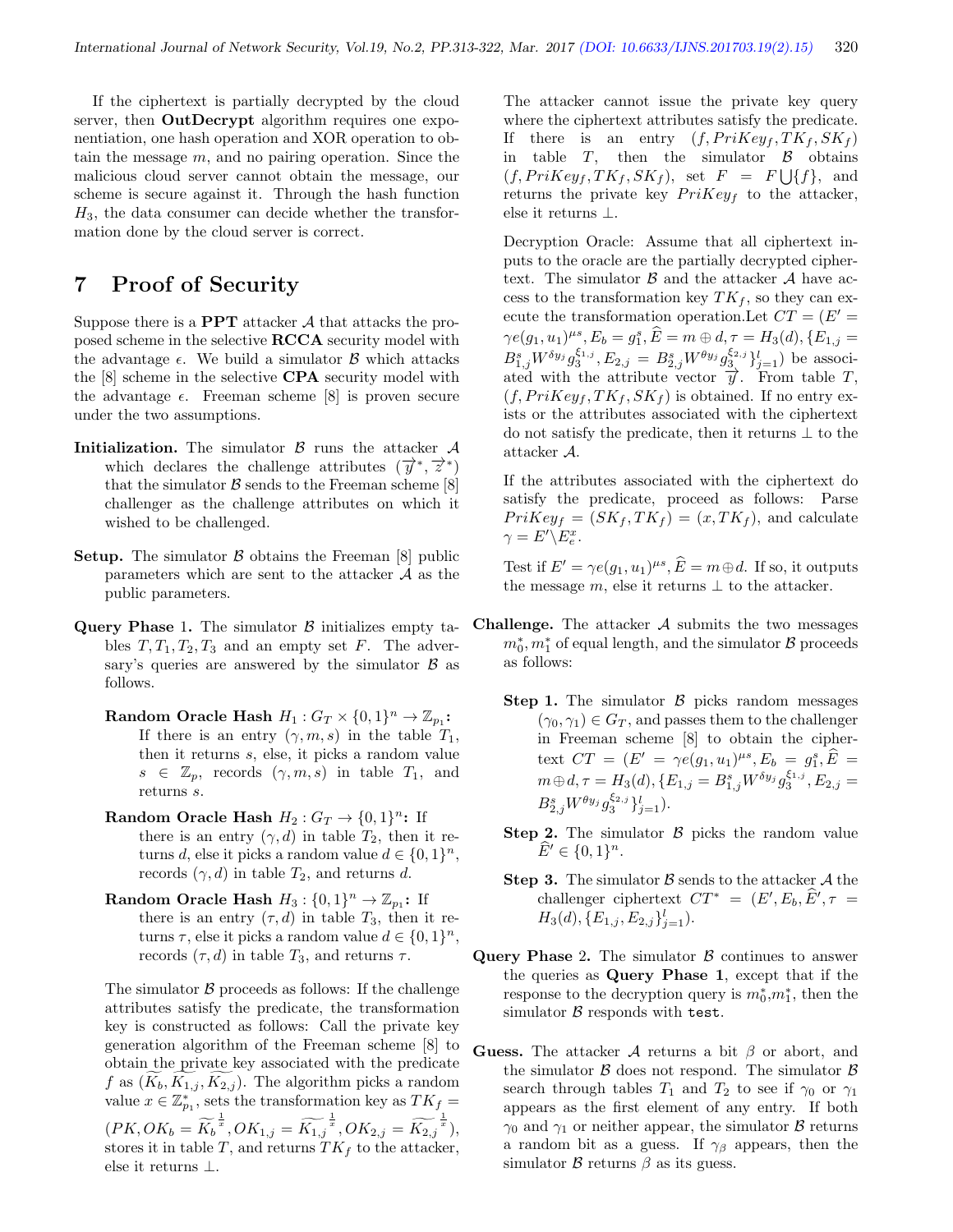If the ciphertext is partially decrypted by the cloud server, then **OutDecrypt** algorithm requires one exponentiation, one hash operation and XOR operation to obtain the message $m$, and no pairing operation. Since the malicious cloud server cannot obtain the message, our scheme is secure against it. Through the hash function $H_3$, the data consumer can decide whether the transformation done by the cloud server is correct.

# 7 Proof of Security

Suppose there is a **PPT** attacker $\mathcal{A}$ that attacks the proposed scheme in the selective **RCCA** security model with the advantage $\epsilon$. We build a simulator $\mathcal{B}$ which attacks the [8] scheme in the selective **CPA** security model with the advantage $\epsilon$. Freeman scheme [8] is proven secure under the two assumptions.

**Initialization.** The simulator $\mathcal{B}$ runs the attacker $\mathcal{A}$ which declares the challenge attributes $(\overrightarrow{y}^*, \overrightarrow{z}^*)$ that the simulator $\mathcal{B}$ sends to the Freeman scheme [8] challenger as the challenge attributes on which it wished to be challenged.

**Setup.** The simulator $\mathcal{B}$ obtains the Freeman [8] public parameters which are sent to the attacker $\mathcal{A}$ as the public parameters.

**Query Phase** 1. The simulator $\mathcal{B}$ initializes empty tables $T, T_1, T_2, T_3$ and an empty set $F$. The adversary's queries are answered by the simulator $\mathcal{B}$ as follows.

**Random Oracle Hash** $H_1 : G_T \times \{0,1\}^n \to \mathbb{Z}_{p_1}$**:** If there is an entry $(\gamma, m, s)$ in the table $T_1$, then it returns $s$, else, it picks a random value $s \in \mathbb{Z}_p$, records $(\gamma, m, s)$ in table $T_1$, and returns $s$.

**Random Oracle Hash** $H_2 : G_T \to \{0,1\}^n$**:** If there is an entry $(\gamma, d)$ in table $T_2$, then it returns $d$, else it picks a random value $d \in \{0,1\}^n$, records $(\gamma, d)$ in table $T_2$, and returns $d$.

**Random Oracle Hash** $H_3 : \{0,1\}^n \to \mathbb{Z}_{p_1}$**:** If there is an entry $(\tau, d)$ in table $T_3$, then it returns $\tau$, else it picks a random value $d \in \{0,1\}^n$, records $(\tau, d)$ in table $T_3$, and returns $\tau$.

The simulator $\mathcal{B}$ proceeds as follows: If the challenge attributes satisfy the predicate, the transformation key is constructed as follows: Call the private key generation algorithm of the Freeman scheme [8] to obtain the private key associated with the predicate $f$ as $(\widetilde{K_b}, \widetilde{K_{1,j}}, \widetilde{K_{2,j}})$. The algorithm picks a random value $x \in \mathbb{Z}^*_{p_1}$, sets the transformation key as $TK_f = (PK, OK_b = \widetilde{K_b}^{\frac{1}{x}}, OK_{1,j} = \widetilde{K_{1,j}}^{\frac{1}{x}}, OK_{2,j} = \widetilde{K_{2,j}}^{\frac{1}{x}})$, stores it in table $T$, and returns $TK_f$ to the attacker, else it returns $\perp$.

The attacker cannot issue the private key query where the ciphertext attributes satisfy the predicate. If there is an entry $(f, PriKey_f, TK_f, SK_f)$ in table $T$, then the simulator $\mathcal{B}$ obtains $(f, PriKey_f, TK_f, SK_f)$, set $F = F \bigcup \{f\}$, and returns the private key $PriKey_f$ to the attacker, else it returns $\perp$.

Decryption Oracle: Assume that all ciphertext inputs to the oracle are the partially decrypted ciphertext. The simulator $\mathcal{B}$ and the attacker $\mathcal{A}$ have access to the transformation key $TK_f$, so they can execute the transformation operation.Let $CT = (E' = \gamma e(g_1, u_1)^{\mu s}, E_b = g_1^s, \widehat{E} = m \oplus d, \tau = H_3(d), \{E_{1,j} = B_{1,j}^s W^{\delta y_j} g_3^{\xi_{1,j}}, E_{2,j} = B_{2,j}^s W^{\theta y_j} g_3^{\xi_{2,j}}\}_{j=1}^l)$ be associated with the attribute vector $\overrightarrow{y}$. From table $T$, $(f, PriKey_f, TK_f, SK_f)$ is obtained. If no entry exists or the attributes associated with the ciphertext do not satisfy the predicate, then it returns $\perp$ to the attacker $\mathcal{A}$.

If the attributes associated with the ciphertext do satisfy the predicate, proceed as follows: Parse $PriKey_f = (SK_f, TK_f) = (x, TK_f)$, and calculate $\gamma = E' \backslash E_e^x$.

Test if $E' = \gamma e(g_1, u_1)^{\mu s}, \widehat{E} = m \oplus d$. If so, it outputs the message $m$, else it returns $\perp$ to the attacker.

**Challenge.** The attacker $\mathcal{A}$ submits the two messages $m_0^*, m_1^*$ of equal length, and the simulator $\mathcal{B}$ proceeds as follows:

**Step 1.** The simulator $\mathcal{B}$ picks random messages $(\gamma_0, \gamma_1) \in G_T$, and passes them to the challenger in Freeman scheme [8] to obtain the ciphertext $CT = (E' = \gamma e(g_1, u_1)^{\mu s}, E_b = g_1^s, \widehat{E} = m \oplus d, \tau = H_3(d), \{E_{1,j} = B_{1,j}^s W^{\delta y_j} g_3^{\xi_{1,j}}, E_{2,j} = B_{2,j}^s W^{\theta y_j} g_3^{\xi_{2,j}}\}_{j=1}^l)$.

**Step 2.** The simulator $\mathcal{B}$ picks the random value $\widehat{E'} \in \{0,1\}^n$.

**Step 3.** The simulator $\mathcal{B}$ sends to the attacker $\mathcal{A}$ the challenger ciphertext $CT^* = (E', E_b, \widehat{E'}, \tau = H_3(d), \{E_{1,j}, E_{2,j}\}_{j=1}^l)$.

**Query Phase** 2. The simulator $\mathcal{B}$ continues to answer the queries as **Query Phase 1**, except that if the response to the decryption query is $m_0^*$,$m_1^*$, then the simulator $\mathcal{B}$ responds with `test`.

**Guess.** The attacker $\mathcal{A}$ returns a bit $\beta$ or abort, and the simulator $\mathcal{B}$ does not respond. The simulator $\mathcal{B}$ search through tables $T_1$ and $T_2$ to see if $\gamma_0$ or $\gamma_1$ appears as the first element of any entry. If both $\gamma_0$ and $\gamma_1$ or neither appear, the simulator $\mathcal{B}$ returns a random bit as a guess. If $\gamma_\beta$ appears, then the simulator $\mathcal{B}$ returns $\beta$ as its guess.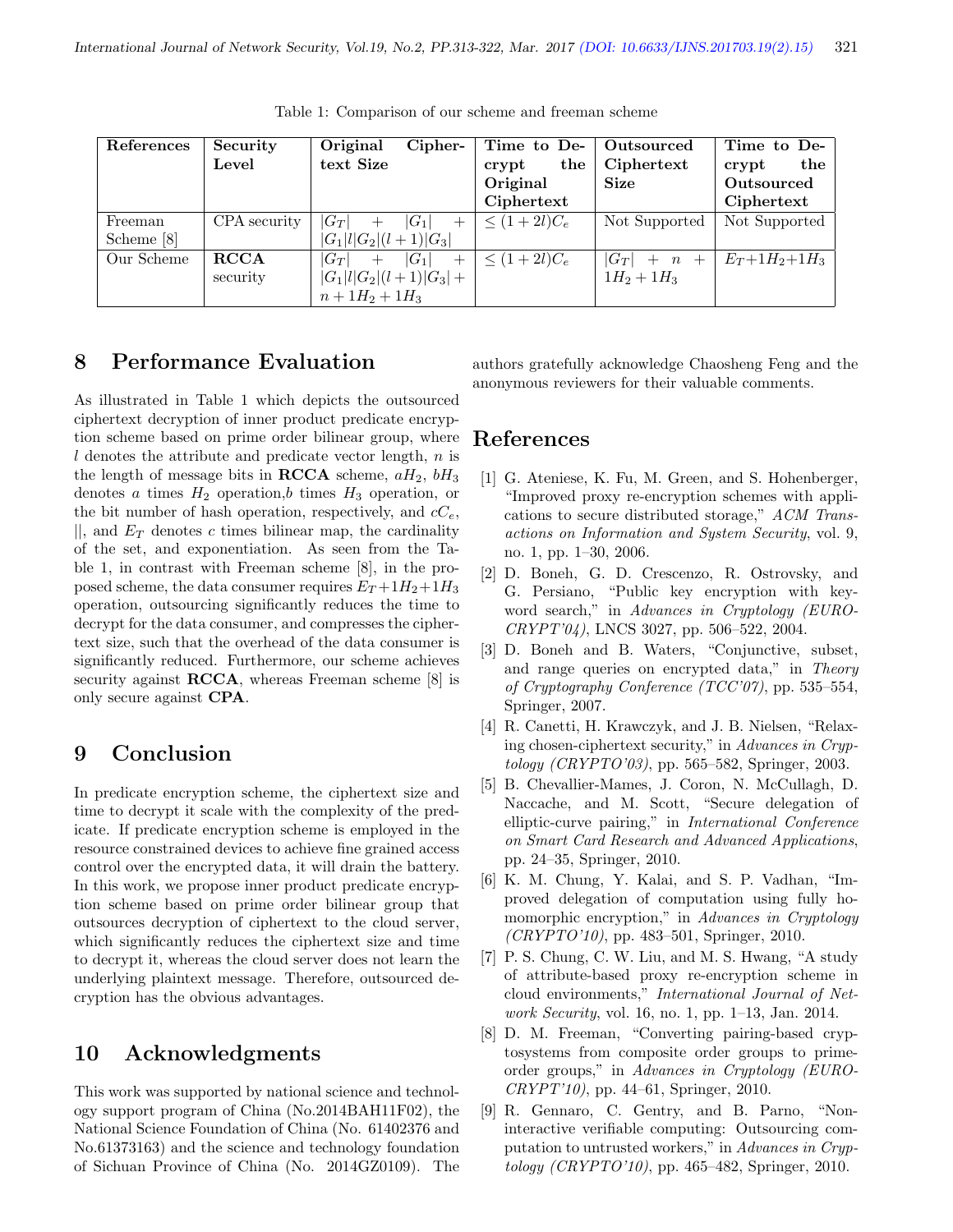Table 1: Comparison of our scheme and freeman scheme

| References | Security Level | Original Ciphertext Size | Time to Decrypt the Original Ciphertext | Outsourced Ciphertext Size | Time to Decrypt the Outsourced Ciphertext |
|---|---|---|---|---|---|
| Freeman Scheme [8] | CPA security | $\|G_T\| + \|G_1\| + \|G_1\|l\|G_2\|(l+1)\|G_3\|$ | $\leq (1+2l)C_e$ | Not Supported | Not Supported |
| Our Scheme | **RCCA** security | $\|G_T\| + \|G_1\| + \|G_1\|l\|G_2\|(l+1)\|G_3\| + n + 1H_2 + 1H_3$ | $\leq (1+2l)C_e$ | $\|G_T\| + n + 1H_2 + 1H_3$ | $E_T + 1H_2 + 1H_3$ |

## 8 Performance Evaluation

As illustrated in Table 1 which depicts the outsourced ciphertext decryption of inner product predicate encryption scheme based on prime order bilinear group, where $l$ denotes the attribute and predicate vector length, $n$ is the length of message bits in **RCCA** scheme, $aH_2$, $bH_3$ denotes $a$ times $H_2$ operation,$b$ times $H_3$ operation, or the bit number of hash operation, respectively, and $cC_e$, $||$, and $E_T$ denotes $c$ times bilinear map, the cardinality of the set, and exponentiation. As seen from the Table 1, in contrast with Freeman scheme [8], in the proposed scheme, the data consumer requires $E_T+1H_2+1H_3$ operation, outsourcing significantly reduces the time to decrypt for the data consumer, and compresses the ciphertext size, such that the overhead of the data consumer is significantly reduced. Furthermore, our scheme achieves security against **RCCA**, whereas Freeman scheme [8] is only secure against **CPA**.

## 9 Conclusion

In predicate encryption scheme, the ciphertext size and time to decrypt it scale with the complexity of the predicate. If predicate encryption scheme is employed in the resource constrained devices to achieve fine grained access control over the encrypted data, it will drain the battery. In this work, we propose inner product predicate encryption scheme based on prime order bilinear group that outsources decryption of ciphertext to the cloud server, which significantly reduces the ciphertext size and time to decrypt it, whereas the cloud server does not learn the underlying plaintext message. Therefore, outsourced decryption has the obvious advantages.

## 10 Acknowledgments

This work was supported by national science and technology support program of China (No.2014BAH11F02), the National Science Foundation of China (No. 61402376 and No.61373163) and the science and technology foundation of Sichuan Province of China (No. 2014GZ0109). The authors gratefully acknowledge Chaosheng Feng and the anonymous reviewers for their valuable comments.

## References

[1] G. Ateniese, K. Fu, M. Green, and S. Hohenberger, "Improved proxy re-encryption schemes with applications to secure distributed storage," *ACM Transactions on Information and System Security*, vol. 9, no. 1, pp. 1–30, 2006.

[2] D. Boneh, G. D. Crescenzo, R. Ostrovsky, and G. Persiano, "Public key encryption with keyword search," in *Advances in Cryptology (EUROCRYPT'04)*, LNCS 3027, pp. 506–522, 2004.

[3] D. Boneh and B. Waters, "Conjunctive, subset, and range queries on encrypted data," in *Theory of Cryptography Conference (TCC'07)*, pp. 535–554, Springer, 2007.

[4] R. Canetti, H. Krawczyk, and J. B. Nielsen, "Relaxing chosen-ciphertext security," in *Advances in Cryptology (CRYPTO'03)*, pp. 565–582, Springer, 2003.

[5] B. Chevallier-Mames, J. Coron, N. McCullagh, D. Naccache, and M. Scott, "Secure delegation of elliptic-curve pairing," in *International Conference on Smart Card Research and Advanced Applications*, pp. 24–35, Springer, 2010.

[6] K. M. Chung, Y. Kalai, and S. P. Vadhan, "Improved delegation of computation using fully homomorphic encryption," in *Advances in Cryptology (CRYPTO'10)*, pp. 483–501, Springer, 2010.

[7] P. S. Chung, C. W. Liu, and M. S. Hwang, "A study of attribute-based proxy re-encryption scheme in cloud environments," *International Journal of Network Security*, vol. 16, no. 1, pp. 1–13, Jan. 2014.

[8] D. M. Freeman, "Converting pairing-based cryptosystems from composite order groups to prime-order groups," in *Advances in Cryptology (EUROCRYPT'10)*, pp. 44–61, Springer, 2010.

[9] R. Gennaro, C. Gentry, and B. Parno, "Non-interactive verifiable computing: Outsourcing computation to untrusted workers," in *Advances in Cryptology (CRYPTO'10)*, pp. 465–482, Springer, 2010.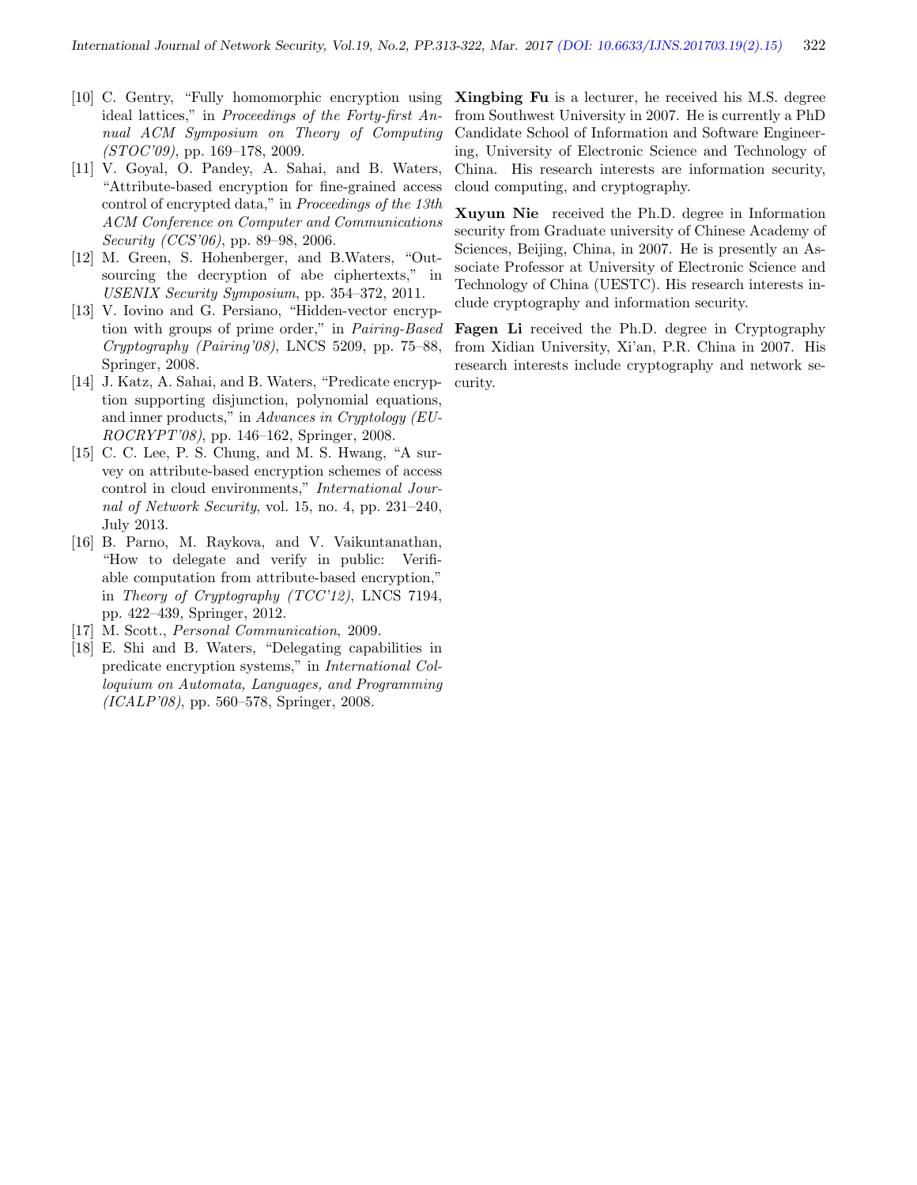[10] C. Gentry, "Fully homomorphic encryption using ideal lattices," in *Proceedings of the Forty-first Annual ACM Symposium on Theory of Computing (STOC'09)*, pp. 169–178, 2009.

[11] V. Goyal, O. Pandey, A. Sahai, and B. Waters, "Attribute-based encryption for fine-grained access control of encrypted data," in *Proceedings of the 13th ACM Conference on Computer and Communications Security (CCS'06)*, pp. 89–98, 2006.

[12] M. Green, S. Hohenberger, and B.Waters, "Outsourcing the decryption of abe ciphertexts," in *USENIX Security Symposium*, pp. 354–372, 2011.

[13] V. Iovino and G. Persiano, "Hidden-vector encryption with groups of prime order," in *Pairing-Based Cryptography (Pairing'08)*, LNCS 5209, pp. 75–88, Springer, 2008.

[14] J. Katz, A. Sahai, and B. Waters, "Predicate encryption supporting disjunction, polynomial equations, and inner products," in *Advances in Cryptology (EUROCRYPT'08)*, pp. 146–162, Springer, 2008.

[15] C. C. Lee, P. S. Chung, and M. S. Hwang, "A survey on attribute-based encryption schemes of access control in cloud environments," *International Journal of Network Security*, vol. 15, no. 4, pp. 231–240, July 2013.

[16] B. Parno, M. Raykova, and V. Vaikuntanathan, "How to delegate and verify in public: Verifiable computation from attribute-based encryption," in *Theory of Cryptography (TCC'12)*, LNCS 7194, pp. 422–439, Springer, 2012.

[17] M. Scott., *Personal Communication*, 2009.

[18] E. Shi and B. Waters, "Delegating capabilities in predicate encryption systems," in *International Colloquium on Automata, Languages, and Programming (ICALP'08)*, pp. 560–578, Springer, 2008.

**Xingbing Fu** is a lecturer, he received his M.S. degree from Southwest University in 2007. He is currently a PhD Candidate School of Information and Software Engineering, University of Electronic Science and Technology of China. His research interests are information security, cloud computing, and cryptography.

**Xuyun Nie** received the Ph.D. degree in Information security from Graduate university of Chinese Academy of Sciences, Beijing, China, in 2007. He is presently an Associate Professor at University of Electronic Science and Technology of China (UESTC). His research interests include cryptography and information security.

**Fagen Li** received the Ph.D. degree in Cryptography from Xidian University, Xi'an, P.R. China in 2007. His research interests include cryptography and network security.